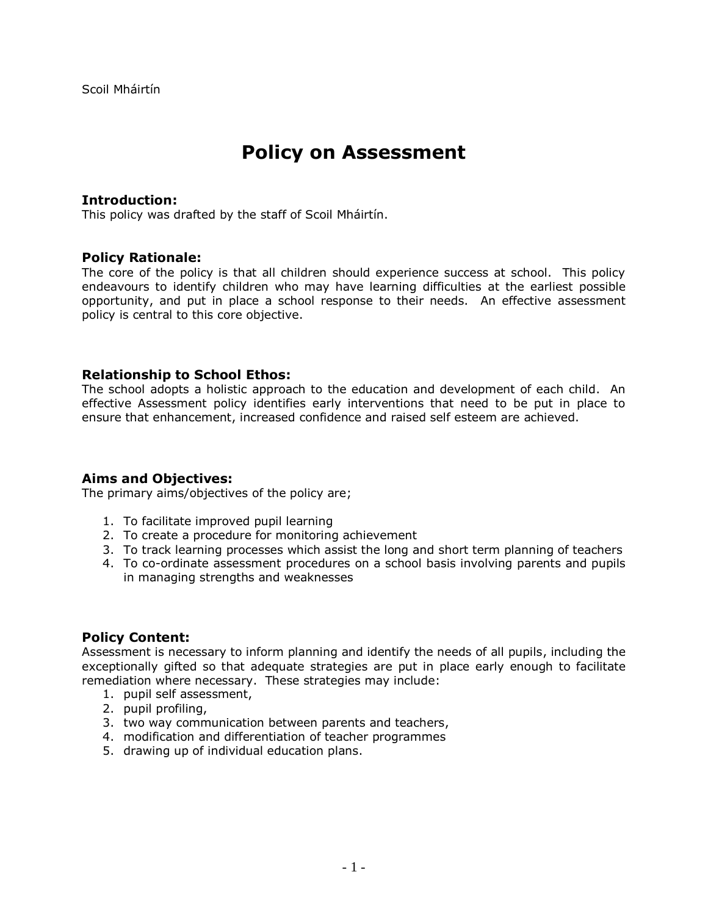Scoil Mháirtín

# Policy on Assessment

### Introduction:

This policy was drafted by the staff of Scoil Mháirtín.

### Policy Rationale:

The core of the policy is that all children should experience success at school. This policy endeavours to identify children who may have learning difficulties at the earliest possible opportunity, and put in place a school response to their needs. An effective assessment policy is central to this core objective.

### Relationship to School Ethos:

The school adopts a holistic approach to the education and development of each child. An effective Assessment policy identifies early interventions that need to be put in place to ensure that enhancement, increased confidence and raised self esteem are achieved.

### Aims and Objectives:

The primary aims/objectives of the policy are;

1. To facilitate improved pupil learning
2. To create a procedure for monitoring achievement
3. To track learning processes which assist the long and short term planning of teachers
4. To co-ordinate assessment procedures on a school basis involving parents and pupils in managing strengths and weaknesses

### Policy Content:

Assessment is necessary to inform planning and identify the needs of all pupils, including the exceptionally gifted so that adequate strategies are put in place early enough to facilitate remediation where necessary. These strategies may include:

1. pupil self assessment,
2. pupil profiling,
3. two way communication between parents and teachers,
4. modification and differentiation of teacher programmes
5. drawing up of individual education plans.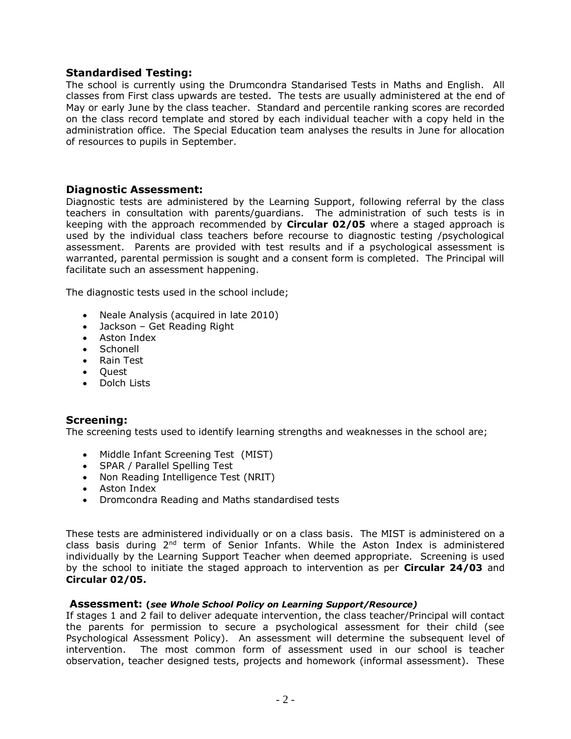## Standardised Testing:

The school is currently using the Drumcondra Standarised Tests in Maths and English. All classes from First class upwards are tested. The tests are usually administered at the end of May or early June by the class teacher. Standard and percentile ranking scores are recorded on the class record template and stored by each individual teacher with a copy held in the administration office. The Special Education team analyses the results in June for allocation of resources to pupils in September.

## Diagnostic Assessment:

Diagnostic tests are administered by the Learning Support, following referral by the class teachers in consultation with parents/guardians. The administration of such tests is in keeping with the approach recommended by **Circular 02/05** where a staged approach is used by the individual class teachers before recourse to diagnostic testing /psychological assessment. Parents are provided with test results and if a psychological assessment is warranted, parental permission is sought and a consent form is completed. The Principal will facilitate such an assessment happening.

The diagnostic tests used in the school include;

- Neale Analysis (acquired in late 2010)
- Jackson – Get Reading Right
- Aston Index
- Schonell
- Rain Test
- Quest
- Dolch Lists

## Screening:

The screening tests used to identify learning strengths and weaknesses in the school are;

- Middle Infant Screening Test (MIST)
- SPAR / Parallel Spelling Test
- Non Reading Intelligence Test (NRIT)
- Aston Index
- Dromcondra Reading and Maths standardised tests

These tests are administered individually or on a class basis. The MIST is administered on a class basis during 2nd term of Senior Infants. While the Aston Index is administered individually by the Learning Support Teacher when deemed appropriate. Screening is used by the school to initiate the staged approach to intervention as per **Circular 24/03** and **Circular 02/05.**

## Assessment: *(see Whole School Policy on Learning Support/Resource)*

If stages 1 and 2 fail to deliver adequate intervention, the class teacher/Principal will contact the parents for permission to secure a psychological assessment for their child (see Psychological Assessment Policy). An assessment will determine the subsequent level of intervention. The most common form of assessment used in our school is teacher observation, teacher designed tests, projects and homework (informal assessment). These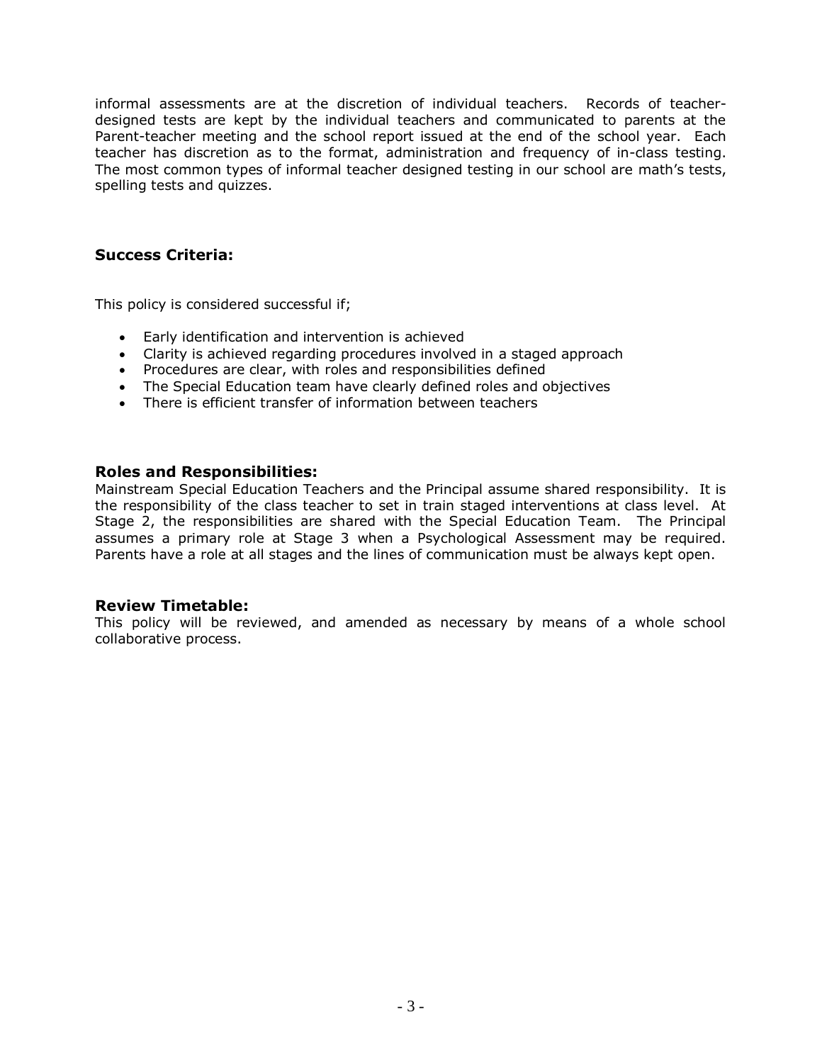informal assessments are at the discretion of individual teachers. Records of teacher-designed tests are kept by the individual teachers and communicated to parents at the Parent-teacher meeting and the school report issued at the end of the school year. Each teacher has discretion as to the format, administration and frequency of in-class testing. The most common types of informal teacher designed testing in our school are math's tests, spelling tests and quizzes.

## Success Criteria:

This policy is considered successful if;

- Early identification and intervention is achieved
- Clarity is achieved regarding procedures involved in a staged approach
- Procedures are clear, with roles and responsibilities defined
- The Special Education team have clearly defined roles and objectives
- There is efficient transfer of information between teachers

## Roles and Responsibilities:

Mainstream Special Education Teachers and the Principal assume shared responsibility. It is the responsibility of the class teacher to set in train staged interventions at class level. At Stage 2, the responsibilities are shared with the Special Education Team. The Principal assumes a primary role at Stage 3 when a Psychological Assessment may be required. Parents have a role at all stages and the lines of communication must be always kept open.

## Review Timetable:

This policy will be reviewed, and amended as necessary by means of a whole school collaborative process.